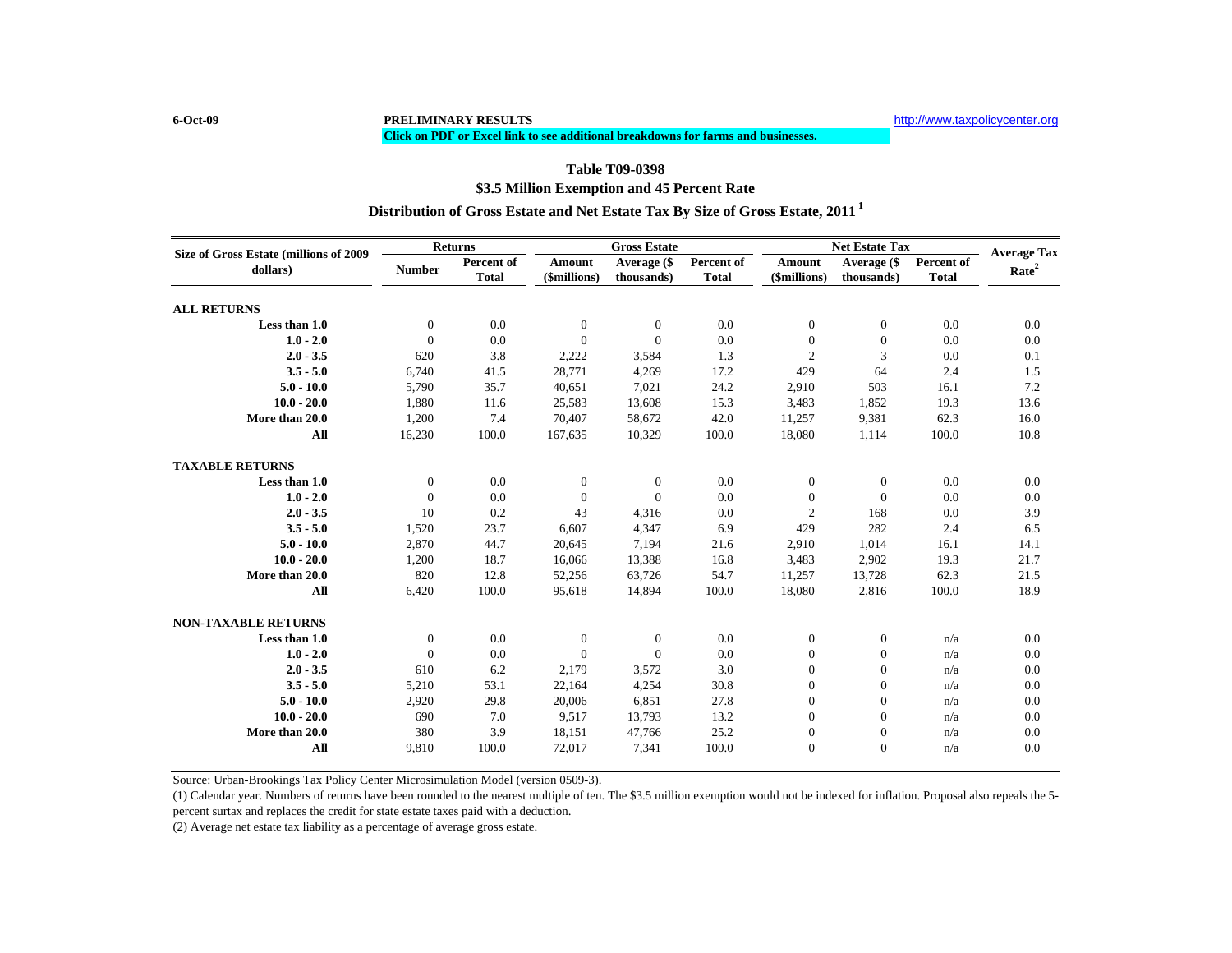6-Oct-09 **PRELIMINARY RESULTS** http://www.taxpolicycenter.org

**Click on PDF or Excel link to see additional breakdowns for farms and businesses.**

## Table T09-0398

### \$3.5 Million Exemption and 45 Percent Rate

### Distribution of Gross Estate and Net Estate Tax By Size of Gross Estate, 2011 [1]

| Size of Gross Estate (millions of 2009 dollars) | Returns | | Gross Estate | | | Net Estate Tax | | | Average Tax Rate[2] |
|---|---|---|---|---|---|---|---|---|---|
| | Number | Percent of Total | Amount (\$millions) | Average (\$ thousands) | Percent of Total | Amount (\$millions) | Average (\$ thousands) | Percent of Total | |
| **ALL RETURNS** | | | | | | | | | |
| **Less than 1.0** | 0 | 0.0 | 0 | 0 | 0.0 | 0 | 0 | 0.0 | 0.0 |
| **1.0 - 2.0** | 0 | 0.0 | 0 | 0 | 0.0 | 0 | 0 | 0.0 | 0.0 |
| **2.0 - 3.5** | 620 | 3.8 | 2,222 | 3,584 | 1.3 | 2 | 3 | 0.0 | 0.1 |
| **3.5 - 5.0** | 6,740 | 41.5 | 28,771 | 4,269 | 17.2 | 429 | 64 | 2.4 | 1.5 |
| **5.0 - 10.0** | 5,790 | 35.7 | 40,651 | 7,021 | 24.2 | 2,910 | 503 | 16.1 | 7.2 |
| **10.0 - 20.0** | 1,880 | 11.6 | 25,583 | 13,608 | 15.3 | 3,483 | 1,852 | 19.3 | 13.6 |
| **More than 20.0** | 1,200 | 7.4 | 70,407 | 58,672 | 42.0 | 11,257 | 9,381 | 62.3 | 16.0 |
| **All** | 16,230 | 100.0 | 167,635 | 10,329 | 100.0 | 18,080 | 1,114 | 100.0 | 10.8 |
| **TAXABLE RETURNS** | | | | | | | | | |
| **Less than 1.0** | 0 | 0.0 | 0 | 0 | 0.0 | 0 | 0 | 0.0 | 0.0 |
| **1.0 - 2.0** | 0 | 0.0 | 0 | 0 | 0.0 | 0 | 0 | 0.0 | 0.0 |
| **2.0 - 3.5** | 10 | 0.2 | 43 | 4,316 | 0.0 | 2 | 168 | 0.0 | 3.9 |
| **3.5 - 5.0** | 1,520 | 23.7 | 6,607 | 4,347 | 6.9 | 429 | 282 | 2.4 | 6.5 |
| **5.0 - 10.0** | 2,870 | 44.7 | 20,645 | 7,194 | 21.6 | 2,910 | 1,014 | 16.1 | 14.1 |
| **10.0 - 20.0** | 1,200 | 18.7 | 16,066 | 13,388 | 16.8 | 3,483 | 2,902 | 19.3 | 21.7 |
| **More than 20.0** | 820 | 12.8 | 52,256 | 63,726 | 54.7 | 11,257 | 13,728 | 62.3 | 21.5 |
| **All** | 6,420 | 100.0 | 95,618 | 14,894 | 100.0 | 18,080 | 2,816 | 100.0 | 18.9 |
| **NON-TAXABLE RETURNS** | | | | | | | | | |
| **Less than 1.0** | 0 | 0.0 | 0 | 0 | 0.0 | 0 | 0 | n/a | 0.0 |
| **1.0 - 2.0** | 0 | 0.0 | 0 | 0 | 0.0 | 0 | 0 | n/a | 0.0 |
| **2.0 - 3.5** | 610 | 6.2 | 2,179 | 3,572 | 3.0 | 0 | 0 | n/a | 0.0 |
| **3.5 - 5.0** | 5,210 | 53.1 | 22,164 | 4,254 | 30.8 | 0 | 0 | n/a | 0.0 |
| **5.0 - 10.0** | 2,920 | 29.8 | 20,006 | 6,851 | 27.8 | 0 | 0 | n/a | 0.0 |
| **10.0 - 20.0** | 690 | 7.0 | 9,517 | 13,793 | 13.2 | 0 | 0 | n/a | 0.0 |
| **More than 20.0** | 380 | 3.9 | 18,151 | 47,766 | 25.2 | 0 | 0 | n/a | 0.0 |
| **All** | 9,810 | 100.0 | 72,017 | 7,341 | 100.0 | 0 | 0 | n/a | 0.0 |

Source: Urban-Brookings Tax Policy Center Microsimulation Model (version 0509-3).

(1) Calendar year. Numbers of returns have been rounded to the nearest multiple of ten. The \$3.5 million exemption would not be indexed for inflation. Proposal also repeals the 5-percent surtax and replaces the credit for state estate taxes paid with a deduction.

(2) Average net estate tax liability as a percentage of average gross estate.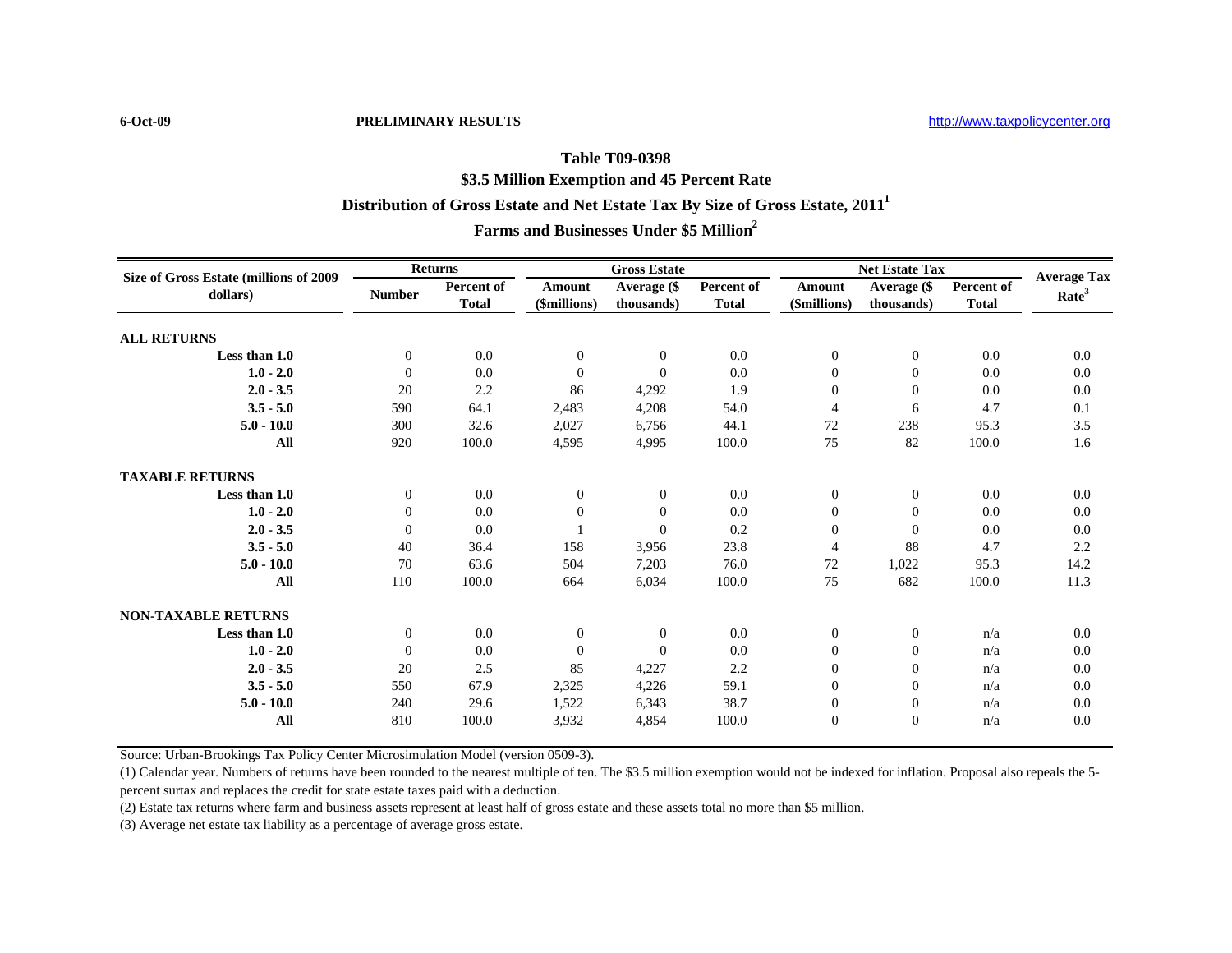6-Oct-09 **PRELIMINARY RESULTS** http://www.taxpolicycenter.org

## Table T09-0398

## $3.5 Million Exemption and 45 Percent Rate

## Distribution of Gross Estate and Net Estate Tax By Size of Gross Estate, 2011[1]

## Farms and Businesses Under $5 Million[2]

| Size of Gross Estate (millions of 2009 dollars) | Returns | | Gross Estate | | | Net Estate Tax | | | Average Tax Rate[3] |
|---|---|---|---|---|---|---|---|---|---|
| | Number | Percent of Total | Amount ($millions) | Average ($ thousands) | Percent of Total | Amount ($millions) | Average ($ thousands) | Percent of Total | |
| **ALL RETURNS** | | | | | | | | | |
| **Less than 1.0** | 0 | 0.0 | 0 | 0 | 0.0 | 0 | 0 | 0.0 | 0.0 |
| **1.0 - 2.0** | 0 | 0.0 | 0 | 0 | 0.0 | 0 | 0 | 0.0 | 0.0 |
| **2.0 - 3.5** | 20 | 2.2 | 86 | 4,292 | 1.9 | 0 | 0 | 0.0 | 0.0 |
| **3.5 - 5.0** | 590 | 64.1 | 2,483 | 4,208 | 54.0 | 4 | 6 | 4.7 | 0.1 |
| **5.0 - 10.0** | 300 | 32.6 | 2,027 | 6,756 | 44.1 | 72 | 238 | 95.3 | 3.5 |
| **All** | 920 | 100.0 | 4,595 | 4,995 | 100.0 | 75 | 82 | 100.0 | 1.6 |
| **TAXABLE RETURNS** | | | | | | | | | |
| **Less than 1.0** | 0 | 0.0 | 0 | 0 | 0.0 | 0 | 0 | 0.0 | 0.0 |
| **1.0 - 2.0** | 0 | 0.0 | 0 | 0 | 0.0 | 0 | 0 | 0.0 | 0.0 |
| **2.0 - 3.5** | 0 | 0.0 | 1 | 0 | 0.2 | 0 | 0 | 0.0 | 0.0 |
| **3.5 - 5.0** | 40 | 36.4 | 158 | 3,956 | 23.8 | 4 | 88 | 4.7 | 2.2 |
| **5.0 - 10.0** | 70 | 63.6 | 504 | 7,203 | 76.0 | 72 | 1,022 | 95.3 | 14.2 |
| **All** | 110 | 100.0 | 664 | 6,034 | 100.0 | 75 | 682 | 100.0 | 11.3 |
| **NON-TAXABLE RETURNS** | | | | | | | | | |
| **Less than 1.0** | 0 | 0.0 | 0 | 0 | 0.0 | 0 | 0 | n/a | 0.0 |
| **1.0 - 2.0** | 0 | 0.0 | 0 | 0 | 0.0 | 0 | 0 | n/a | 0.0 |
| **2.0 - 3.5** | 20 | 2.5 | 85 | 4,227 | 2.2 | 0 | 0 | n/a | 0.0 |
| **3.5 - 5.0** | 550 | 67.9 | 2,325 | 4,226 | 59.1 | 0 | 0 | n/a | 0.0 |
| **5.0 - 10.0** | 240 | 29.6 | 1,522 | 6,343 | 38.7 | 0 | 0 | n/a | 0.0 |
| **All** | 810 | 100.0 | 3,932 | 4,854 | 100.0 | 0 | 0 | n/a | 0.0 |

Source: Urban-Brookings Tax Policy Center Microsimulation Model (version 0509-3).

(1) Calendar year. Numbers of returns have been rounded to the nearest multiple of ten. The $3.5 million exemption would not be indexed for inflation. Proposal also repeals the 5-percent surtax and replaces the credit for state estate taxes paid with a deduction.

(2) Estate tax returns where farm and business assets represent at least half of gross estate and these assets total no more than $5 million.

(3) Average net estate tax liability as a percentage of average gross estate.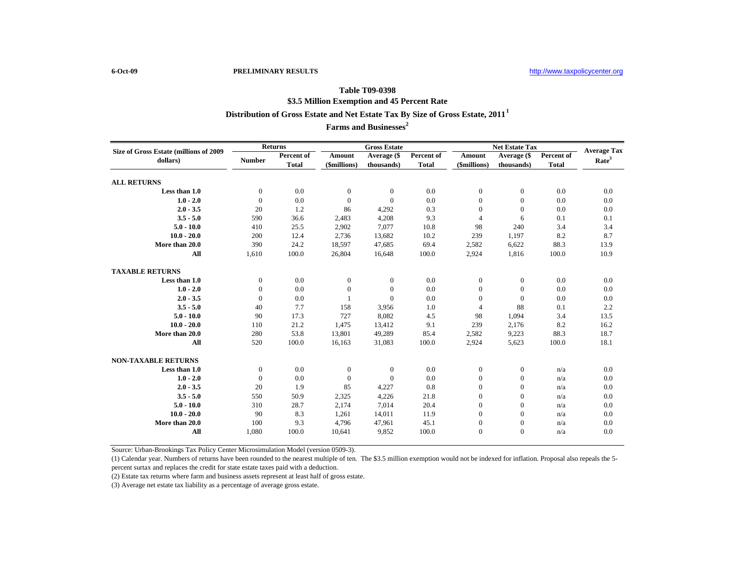6-Oct-09 **PRELIMINARY RESULTS** http://www.taxpolicycenter.org

## Table T09-0398

### $3.5 Million Exemption and 45 Percent Rate

### Distribution of Gross Estate and Net Estate Tax By Size of Gross Estate, 2011 [1]

### Farms and Businesses [2]

| Size of Gross Estate (millions of 2009 dollars) | Returns | | Gross Estate | | | Net Estate Tax | | | Average Tax Rate [3] |
|---|---|---|---|---|---|---|---|---|---|
| | Number | Percent of Total | Amount ($millions) | Average ($ thousands) | Percent of Total | Amount ($millions) | Average ($ thousands) | Percent of Total | |
| **ALL RETURNS** | | | | | | | | | |
| **Less than 1.0** | 0 | 0.0 | 0 | 0 | 0.0 | 0 | 0 | 0.0 | 0.0 |
| **1.0 - 2.0** | 0 | 0.0 | 0 | 0 | 0.0 | 0 | 0 | 0.0 | 0.0 |
| **2.0 - 3.5** | 20 | 1.2 | 86 | 4,292 | 0.3 | 0 | 0 | 0.0 | 0.0 |
| **3.5 - 5.0** | 590 | 36.6 | 2,483 | 4,208 | 9.3 | 4 | 6 | 0.1 | 0.1 |
| **5.0 - 10.0** | 410 | 25.5 | 2,902 | 7,077 | 10.8 | 98 | 240 | 3.4 | 3.4 |
| **10.0 - 20.0** | 200 | 12.4 | 2,736 | 13,682 | 10.2 | 239 | 1,197 | 8.2 | 8.7 |
| **More than 20.0** | 390 | 24.2 | 18,597 | 47,685 | 69.4 | 2,582 | 6,622 | 88.3 | 13.9 |
| **All** | 1,610 | 100.0 | 26,804 | 16,648 | 100.0 | 2,924 | 1,816 | 100.0 | 10.9 |
| **TAXABLE RETURNS** | | | | | | | | | |
| **Less than 1.0** | 0 | 0.0 | 0 | 0 | 0.0 | 0 | 0 | 0.0 | 0.0 |
| **1.0 - 2.0** | 0 | 0.0 | 0 | 0 | 0.0 | 0 | 0 | 0.0 | 0.0 |
| **2.0 - 3.5** | 0 | 0.0 | 1 | 0 | 0.0 | 0 | 0 | 0.0 | 0.0 |
| **3.5 - 5.0** | 40 | 7.7 | 158 | 3,956 | 1.0 | 4 | 88 | 0.1 | 2.2 |
| **5.0 - 10.0** | 90 | 17.3 | 727 | 8,082 | 4.5 | 98 | 1,094 | 3.4 | 13.5 |
| **10.0 - 20.0** | 110 | 21.2 | 1,475 | 13,412 | 9.1 | 239 | 2,176 | 8.2 | 16.2 |
| **More than 20.0** | 280 | 53.8 | 13,801 | 49,289 | 85.4 | 2,582 | 9,223 | 88.3 | 18.7 |
| **All** | 520 | 100.0 | 16,163 | 31,083 | 100.0 | 2,924 | 5,623 | 100.0 | 18.1 |
| **NON-TAXABLE RETURNS** | | | | | | | | | |
| **Less than 1.0** | 0 | 0.0 | 0 | 0 | 0.0 | 0 | 0 | n/a | 0.0 |
| **1.0 - 2.0** | 0 | 0.0 | 0 | 0 | 0.0 | 0 | 0 | n/a | 0.0 |
| **2.0 - 3.5** | 20 | 1.9 | 85 | 4,227 | 0.8 | 0 | 0 | n/a | 0.0 |
| **3.5 - 5.0** | 550 | 50.9 | 2,325 | 4,226 | 21.8 | 0 | 0 | n/a | 0.0 |
| **5.0 - 10.0** | 310 | 28.7 | 2,174 | 7,014 | 20.4 | 0 | 0 | n/a | 0.0 |
| **10.0 - 20.0** | 90 | 8.3 | 1,261 | 14,011 | 11.9 | 0 | 0 | n/a | 0.0 |
| **More than 20.0** | 100 | 9.3 | 4,796 | 47,961 | 45.1 | 0 | 0 | n/a | 0.0 |
| **All** | 1,080 | 100.0 | 10,641 | 9,852 | 100.0 | 0 | 0 | n/a | 0.0 |

Source: Urban-Brookings Tax Policy Center Microsimulation Model (version 0509-3).

(1) Calendar year. Numbers of returns have been rounded to the nearest multiple of ten. The $3.5 million exemption would not be indexed for inflation. Proposal also repeals the 5-percent surtax and replaces the credit for state estate taxes paid with a deduction.

(2) Estate tax returns where farm and business assets represent at least half of gross estate.

(3) Average net estate tax liability as a percentage of average gross estate.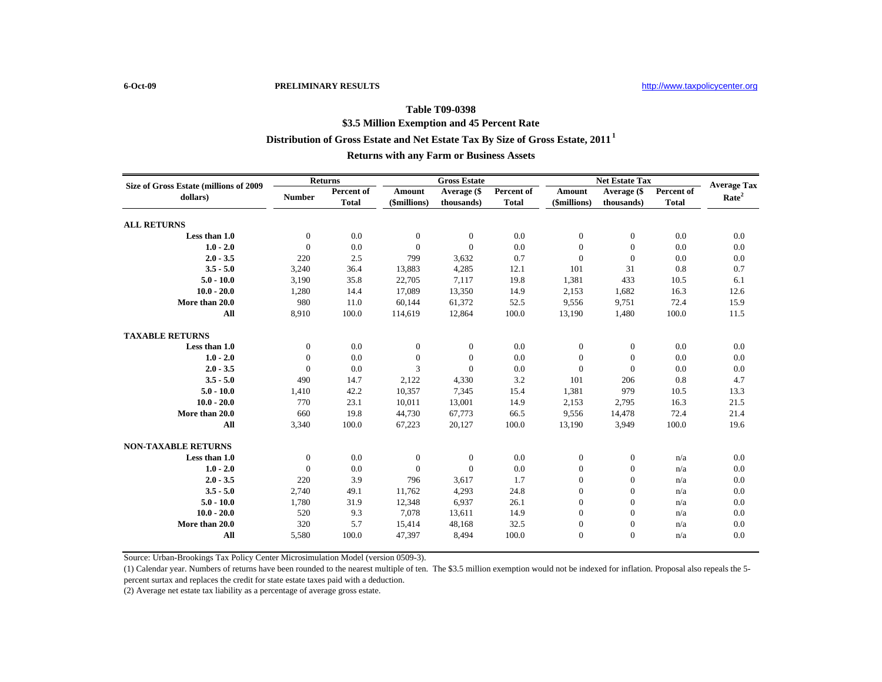6-Oct-09 **PRELIMINARY RESULTS** http://www.taxpolicycenter.org

## Table T09-0398

## $3.5 Million Exemption and 45 Percent Rate

## Distribution of Gross Estate and Net Estate Tax By Size of Gross Estate, 2011[1]

## Returns with any Farm or Business Assets

| Size of Gross Estate (millions of 2009 dollars) | Returns | | Gross Estate | | | Net Estate Tax | | | Average Tax Rate[2] |
|---|---|---|---|---|---|---|---|---|---|
| | Number | Percent of Total | Amount ($millions) | Average ($ thousands) | Percent of Total | Amount ($millions) | Average ($ thousands) | Percent of Total | |
| **ALL RETURNS** | | | | | | | | | |
| **Less than 1.0** | 0 | 0.0 | 0 | 0 | 0.0 | 0 | 0 | 0.0 | 0.0 |
| **1.0 - 2.0** | 0 | 0.0 | 0 | 0 | 0.0 | 0 | 0 | 0.0 | 0.0 |
| **2.0 - 3.5** | 220 | 2.5 | 799 | 3,632 | 0.7 | 0 | 0 | 0.0 | 0.0 |
| **3.5 - 5.0** | 3,240 | 36.4 | 13,883 | 4,285 | 12.1 | 101 | 31 | 0.8 | 0.7 |
| **5.0 - 10.0** | 3,190 | 35.8 | 22,705 | 7,117 | 19.8 | 1,381 | 433 | 10.5 | 6.1 |
| **10.0 - 20.0** | 1,280 | 14.4 | 17,089 | 13,350 | 14.9 | 2,153 | 1,682 | 16.3 | 12.6 |
| **More than 20.0** | 980 | 11.0 | 60,144 | 61,372 | 52.5 | 9,556 | 9,751 | 72.4 | 15.9 |
| **All** | 8,910 | 100.0 | 114,619 | 12,864 | 100.0 | 13,190 | 1,480 | 100.0 | 11.5 |
| **TAXABLE RETURNS** | | | | | | | | | |
| **Less than 1.0** | 0 | 0.0 | 0 | 0 | 0.0 | 0 | 0 | 0.0 | 0.0 |
| **1.0 - 2.0** | 0 | 0.0 | 0 | 0 | 0.0 | 0 | 0 | 0.0 | 0.0 |
| **2.0 - 3.5** | 0 | 0.0 | 3 | 0 | 0.0 | 0 | 0 | 0.0 | 0.0 |
| **3.5 - 5.0** | 490 | 14.7 | 2,122 | 4,330 | 3.2 | 101 | 206 | 0.8 | 4.7 |
| **5.0 - 10.0** | 1,410 | 42.2 | 10,357 | 7,345 | 15.4 | 1,381 | 979 | 10.5 | 13.3 |
| **10.0 - 20.0** | 770 | 23.1 | 10,011 | 13,001 | 14.9 | 2,153 | 2,795 | 16.3 | 21.5 |
| **More than 20.0** | 660 | 19.8 | 44,730 | 67,773 | 66.5 | 9,556 | 14,478 | 72.4 | 21.4 |
| **All** | 3,340 | 100.0 | 67,223 | 20,127 | 100.0 | 13,190 | 3,949 | 100.0 | 19.6 |
| **NON-TAXABLE RETURNS** | | | | | | | | | |
| **Less than 1.0** | 0 | 0.0 | 0 | 0 | 0.0 | 0 | 0 | n/a | 0.0 |
| **1.0 - 2.0** | 0 | 0.0 | 0 | 0 | 0.0 | 0 | 0 | n/a | 0.0 |
| **2.0 - 3.5** | 220 | 3.9 | 796 | 3,617 | 1.7 | 0 | 0 | n/a | 0.0 |
| **3.5 - 5.0** | 2,740 | 49.1 | 11,762 | 4,293 | 24.8 | 0 | 0 | n/a | 0.0 |
| **5.0 - 10.0** | 1,780 | 31.9 | 12,348 | 6,937 | 26.1 | 0 | 0 | n/a | 0.0 |
| **10.0 - 20.0** | 520 | 9.3 | 7,078 | 13,611 | 14.9 | 0 | 0 | n/a | 0.0 |
| **More than 20.0** | 320 | 5.7 | 15,414 | 48,168 | 32.5 | 0 | 0 | n/a | 0.0 |
| **All** | 5,580 | 100.0 | 47,397 | 8,494 | 100.0 | 0 | 0 | n/a | 0.0 |

Source: Urban-Brookings Tax Policy Center Microsimulation Model (version 0509-3).

(1) Calendar year. Numbers of returns have been rounded to the nearest multiple of ten. The $3.5 million exemption would not be indexed for inflation. Proposal also repeals the 5-percent surtax and replaces the credit for state estate taxes paid with a deduction.

(2) Average net estate tax liability as a percentage of average gross estate.